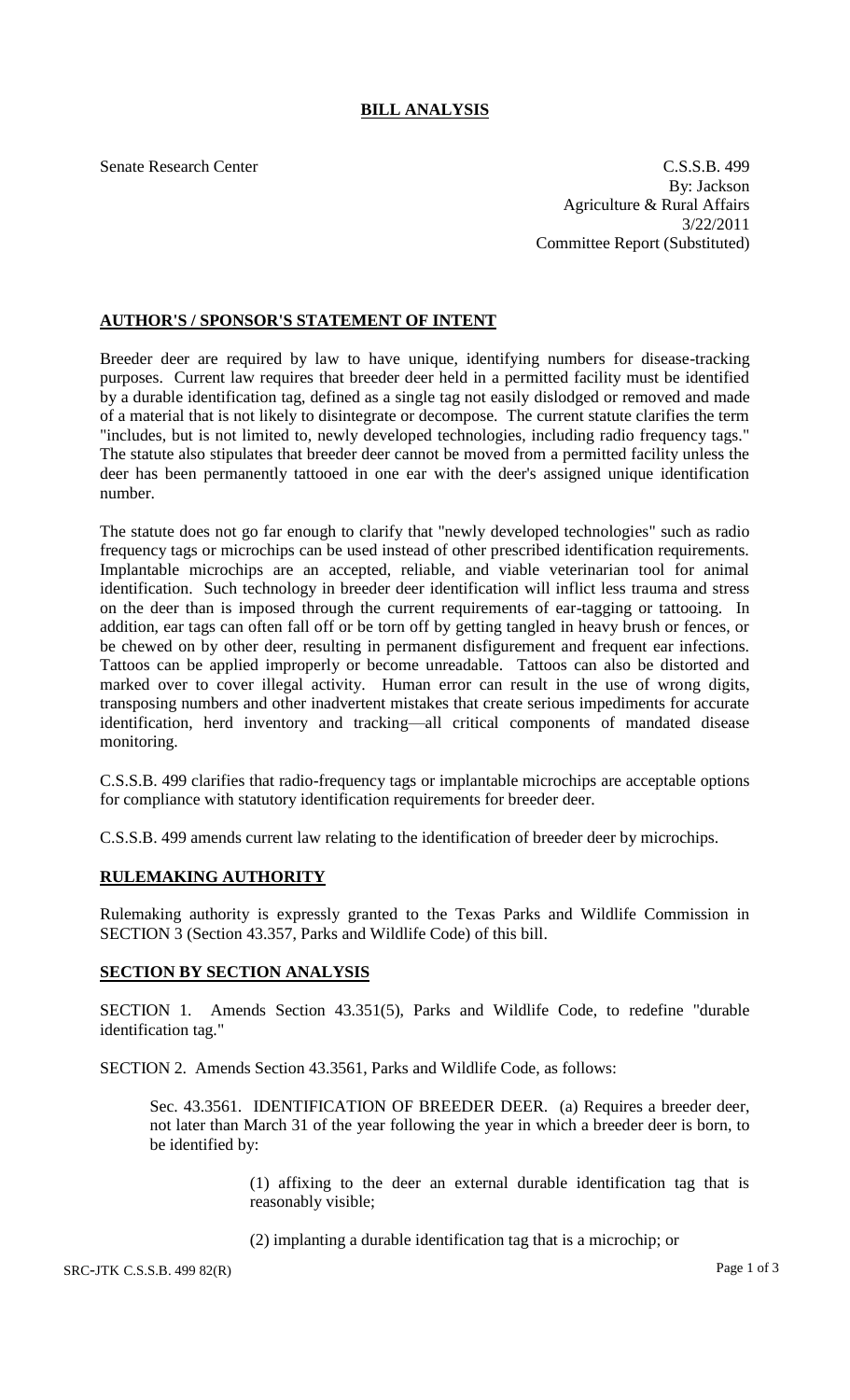# BILL ANALYSIS

Senate Research Center

C.S.S.B. 499
By: Jackson
Agriculture & Rural Affairs
3/22/2011
Committee Report (Substituted)

## AUTHOR'S / SPONSOR'S STATEMENT OF INTENT

Breeder deer are required by law to have unique, identifying numbers for disease-tracking purposes. Current law requires that breeder deer held in a permitted facility must be identified by a durable identification tag, defined as a single tag not easily dislodged or removed and made of a material that is not likely to disintegrate or decompose. The current statute clarifies the term "includes, but is not limited to, newly developed technologies, including radio frequency tags." The statute also stipulates that breeder deer cannot be moved from a permitted facility unless the deer has been permanently tattooed in one ear with the deer's assigned unique identification number.

The statute does not go far enough to clarify that "newly developed technologies" such as radio frequency tags or microchips can be used instead of other prescribed identification requirements. Implantable microchips are an accepted, reliable, and viable veterinarian tool for animal identification. Such technology in breeder deer identification will inflict less trauma and stress on the deer than is imposed through the current requirements of ear-tagging or tattooing. In addition, ear tags can often fall off or be torn off by getting tangled in heavy brush or fences, or be chewed on by other deer, resulting in permanent disfigurement and frequent ear infections. Tattoos can be applied improperly or become unreadable. Tattoos can also be distorted and marked over to cover illegal activity. Human error can result in the use of wrong digits, transposing numbers and other inadvertent mistakes that create serious impediments for accurate identification, herd inventory and tracking—all critical components of mandated disease monitoring.

C.S.S.B. 499 clarifies that radio-frequency tags or implantable microchips are acceptable options for compliance with statutory identification requirements for breeder deer.

C.S.S.B. 499 amends current law relating to the identification of breeder deer by microchips.

## RULEMAKING AUTHORITY

Rulemaking authority is expressly granted to the Texas Parks and Wildlife Commission in SECTION 3 (Section 43.357, Parks and Wildlife Code) of this bill.

## SECTION BY SECTION ANALYSIS

SECTION 1. Amends Section 43.351(5), Parks and Wildlife Code, to redefine "durable identification tag."

SECTION 2. Amends Section 43.3561, Parks and Wildlife Code, as follows:

Sec. 43.3561. IDENTIFICATION OF BREEDER DEER. (a) Requires a breeder deer, not later than March 31 of the year following the year in which a breeder deer is born, to be identified by:

(1) affixing to the deer an external durable identification tag that is reasonably visible;

(2) implanting a durable identification tag that is a microchip; or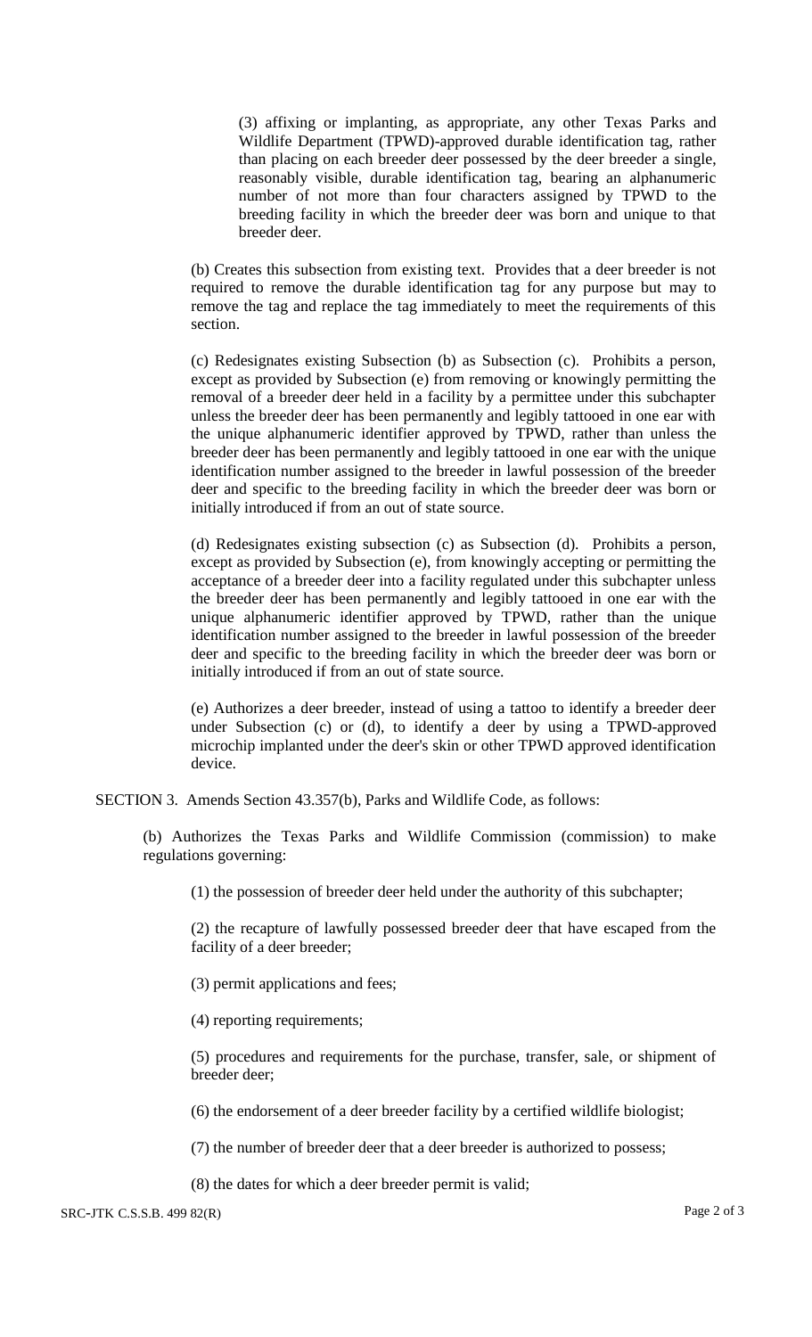(3) affixing or implanting, as appropriate, any other Texas Parks and Wildlife Department (TPWD)-approved durable identification tag, rather than placing on each breeder deer possessed by the deer breeder a single, reasonably visible, durable identification tag, bearing an alphanumeric number of not more than four characters assigned by TPWD to the breeding facility in which the breeder deer was born and unique to that breeder deer.

(b) Creates this subsection from existing text. Provides that a deer breeder is not required to remove the durable identification tag for any purpose but may to remove the tag and replace the tag immediately to meet the requirements of this section.

(c) Redesignates existing Subsection (b) as Subsection (c). Prohibits a person, except as provided by Subsection (e) from removing or knowingly permitting the removal of a breeder deer held in a facility by a permittee under this subchapter unless the breeder deer has been permanently and legibly tattooed in one ear with the unique alphanumeric identifier approved by TPWD, rather than unless the breeder deer has been permanently and legibly tattooed in one ear with the unique identification number assigned to the breeder in lawful possession of the breeder deer and specific to the breeding facility in which the breeder deer was born or initially introduced if from an out of state source.

(d) Redesignates existing subsection (c) as Subsection (d). Prohibits a person, except as provided by Subsection (e), from knowingly accepting or permitting the acceptance of a breeder deer into a facility regulated under this subchapter unless the breeder deer has been permanently and legibly tattooed in one ear with the unique alphanumeric identifier approved by TPWD, rather than the unique identification number assigned to the breeder in lawful possession of the breeder deer and specific to the breeding facility in which the breeder deer was born or initially introduced if from an out of state source.

(e) Authorizes a deer breeder, instead of using a tattoo to identify a breeder deer under Subsection (c) or (d), to identify a deer by using a TPWD-approved microchip implanted under the deer's skin or other TPWD approved identification device.

SECTION 3. Amends Section 43.357(b), Parks and Wildlife Code, as follows:

(b) Authorizes the Texas Parks and Wildlife Commission (commission) to make regulations governing:

(1) the possession of breeder deer held under the authority of this subchapter;

(2) the recapture of lawfully possessed breeder deer that have escaped from the facility of a deer breeder;

(3) permit applications and fees;

(4) reporting requirements;

(5) procedures and requirements for the purchase, transfer, sale, or shipment of breeder deer;

(6) the endorsement of a deer breeder facility by a certified wildlife biologist;

(7) the number of breeder deer that a deer breeder is authorized to possess;

(8) the dates for which a deer breeder permit is valid;

SRC-JTK C.S.S.B. 499 82(R)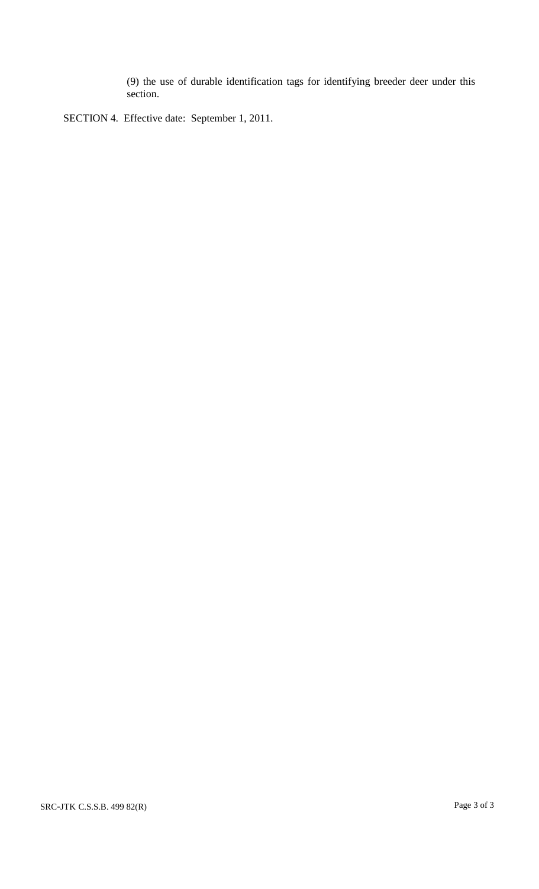(9) the use of durable identification tags for identifying breeder deer under this section.

SECTION 4. Effective date: September 1, 2011.